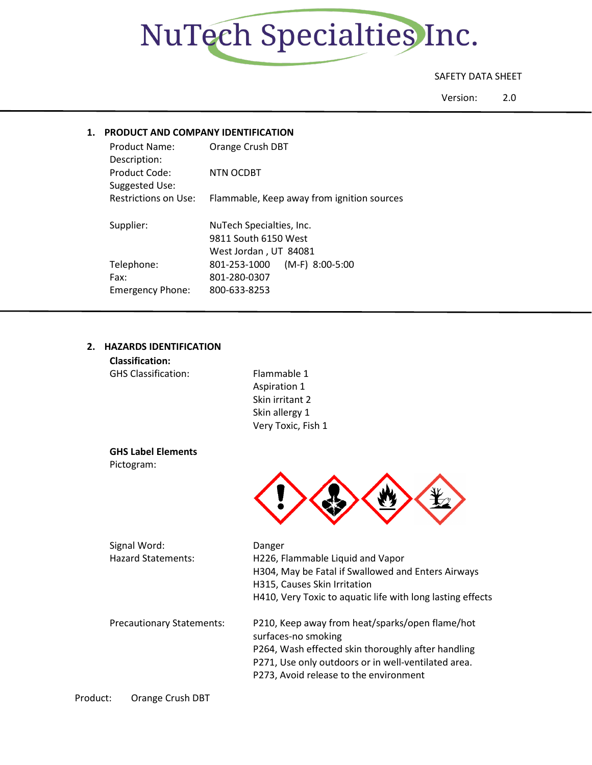# NuTech Specialties Inc.

SAFETY DATA SHEET

Version: 2.0

## 1. PRODUCT AND COMPANY IDENTIFICATION

| | |
|---|---|
| Product Name: | Orange Crush DBT |
| Description: | |
| Product Code: | NTN OCDBT |
| Suggested Use: | |
| Restrictions on Use: | Flammable, Keep away from ignition sources |
| Supplier: | NuTech Specialties, Inc.<br>9811 South 6150 West<br>West Jordan , UT 84081 |
| Telephone: | 801-253-1000 (M-F) 8:00-5:00 |
| Fax: | 801-280-0307 |
| Emergency Phone: | 800-633-8253 |

## 2. HAZARDS IDENTIFICATION

**Classification:**

GHS Classification:
- Flammable 1
- Aspiration 1
- Skin irritant 2
- Skin allergy 1
- Very Toxic, Fish 1

**GHS Label Elements**

Pictogram:

Signal Word: Danger

Hazard Statements:
- H226, Flammable Liquid and Vapor
- H304, May be Fatal if Swallowed and Enters Airways
- H315, Causes Skin Irritation
- H410, Very Toxic to aquatic life with long lasting effects

Precautionary Statements:
- P210, Keep away from heat/sparks/open flame/hot surfaces-no smoking
- P264, Wash effected skin thoroughly after handling
- P271, Use only outdoors or in well-ventilated area.
- P273, Avoid release to the environment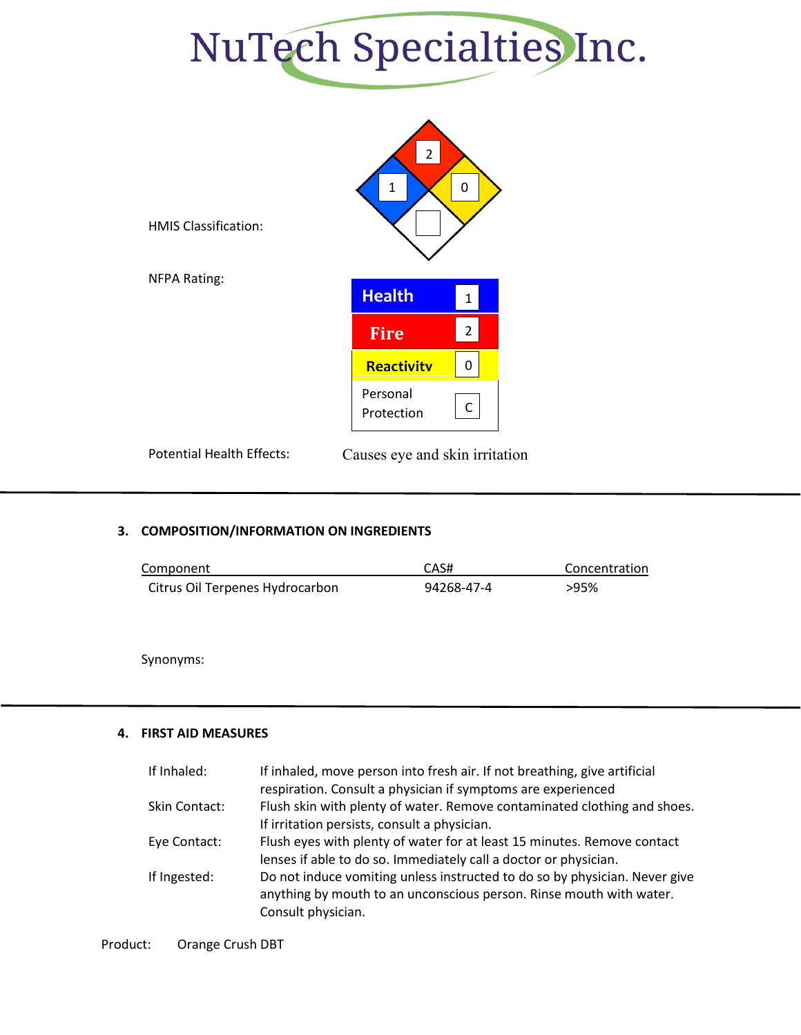NuTech Specialties Inc.

HMIS Classification:

| Health | Fire | Reactivity | Special |
|---|---|---|---|
| 1 | 2 | 0 | |

NFPA Rating:

| | |
|---|---|
| Health | 1 |
| Fire | 2 |
| Reactivity | 0 |
| Personal Protection | C |

Potential Health Effects: Causes eye and skin irritation

## 3. COMPOSITION/INFORMATION ON INGREDIENTS

| Component | CAS# | Concentration |
|---|---|---|
| Citrus Oil Terpenes Hydrocarbon | 94268-47-4 | >95% |

Synonyms:

## 4. FIRST AID MEASURES

| | |
|---|---|
| If Inhaled: | If inhaled, move person into fresh air. If not breathing, give artificial respiration. Consult a physician if symptoms are experienced |
| Skin Contact: | Flush skin with plenty of water. Remove contaminated clothing and shoes. If irritation persists, consult a physician. |
| Eye Contact: | Flush eyes with plenty of water for at least 15 minutes. Remove contact lenses if able to do so. Immediately call a doctor or physician. |
| If Ingested: | Do not induce vomiting unless instructed to do so by physician. Never give anything by mouth to an unconscious person. Rinse mouth with water. Consult physician. |

Product: Orange Crush DBT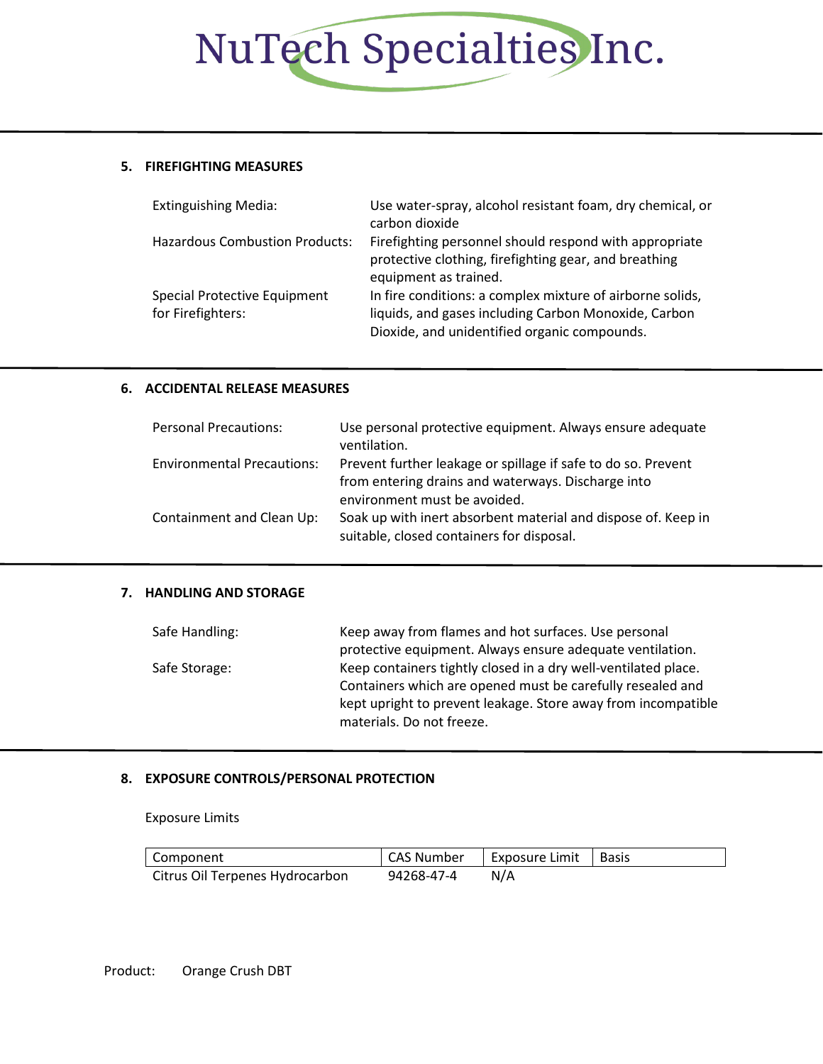## 5. FIREFIGHTING MEASURES

| | |
|---|---|
| Extinguishing Media: | Use water-spray, alcohol resistant foam, dry chemical, or carbon dioxide |
| Hazardous Combustion Products: | Firefighting personnel should respond with appropriate protective clothing, firefighting gear, and breathing equipment as trained. |
| Special Protective Equipment for Firefighters: | In fire conditions: a complex mixture of airborne solids, liquids, and gases including Carbon Monoxide, Carbon Dioxide, and unidentified organic compounds. |

## 6. ACCIDENTAL RELEASE MEASURES

| | |
|---|---|
| Personal Precautions: | Use personal protective equipment. Always ensure adequate ventilation. |
| Environmental Precautions: | Prevent further leakage or spillage if safe to do so. Prevent from entering drains and waterways. Discharge into environment must be avoided. |
| Containment and Clean Up: | Soak up with inert absorbent material and dispose of. Keep in suitable, closed containers for disposal. |

## 7. HANDLING AND STORAGE

| | |
|---|---|
| Safe Handling: | Keep away from flames and hot surfaces. Use personal protective equipment. Always ensure adequate ventilation. |
| Safe Storage: | Keep containers tightly closed in a dry well-ventilated place. Containers which are opened must be carefully resealed and kept upright to prevent leakage. Store away from incompatible materials. Do not freeze. |

## 8. EXPOSURE CONTROLS/PERSONAL PROTECTION

Exposure Limits

| Component | CAS Number | Exposure Limit | Basis |
|---|---|---|---|
| Citrus Oil Terpenes Hydrocarbon | 94268-47-4 | N/A | |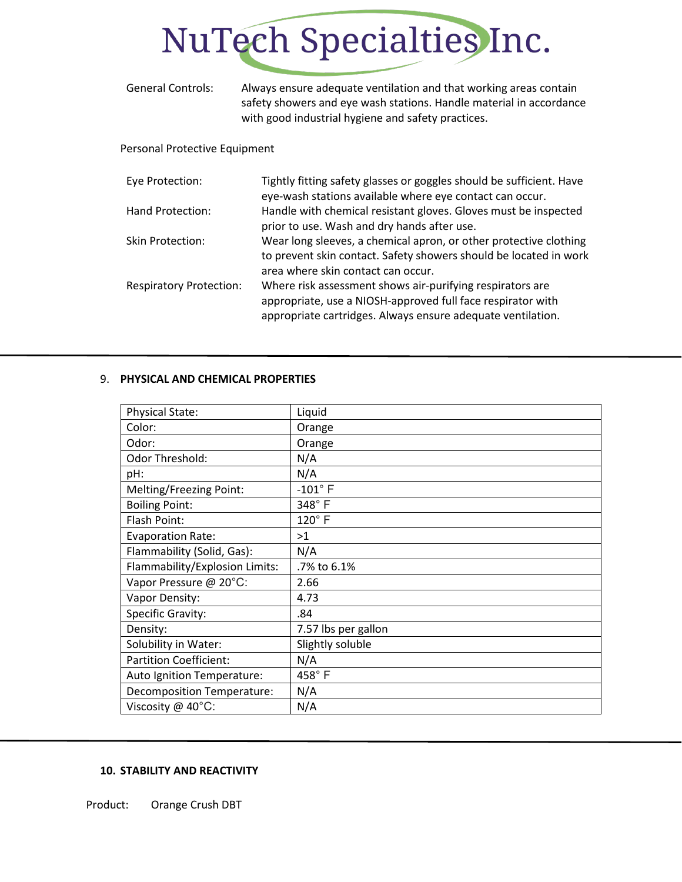General Controls: Always ensure adequate ventilation and that working areas contain safety showers and eye wash stations. Handle material in accordance with good industrial hygiene and safety practices.

Personal Protective Equipment

Eye Protection: Tightly fitting safety glasses or goggles should be sufficient. Have eye-wash stations available where eye contact can occur.

Hand Protection: Handle with chemical resistant gloves. Gloves must be inspected prior to use. Wash and dry hands after use.

Skin Protection: Wear long sleeves, a chemical apron, or other protective clothing to prevent skin contact. Safety showers should be located in work area where skin contact can occur.

Respiratory Protection: Where risk assessment shows air-purifying respirators are appropriate, use a NIOSH-approved full face respirator with appropriate cartridges. Always ensure adequate ventilation.

## 9. PHYSICAL AND CHEMICAL PROPERTIES

| Physical State: | Liquid |
|---|---|
| Color: | Orange |
| Odor: | Orange |
| Odor Threshold: | N/A |
| pH: | N/A |
| Melting/Freezing Point: | -101° F |
| Boiling Point: | 348° F |
| Flash Point: | 120° F |
| Evaporation Rate: | >1 |
| Flammability (Solid, Gas): | N/A |
| Flammability/Explosion Limits: | .7% to 6.1% |
| Vapor Pressure @ 20°C: | 2.66 |
| Vapor Density: | 4.73 |
| Specific Gravity: | .84 |
| Density: | 7.57 lbs per gallon |
| Solubility in Water: | Slightly soluble |
| Partition Coefficient: | N/A |
| Auto Ignition Temperature: | 458° F |
| Decomposition Temperature: | N/A |
| Viscosity @ 40°C: | N/A |

## 10. STABILITY AND REACTIVITY

Product: Orange Crush DBT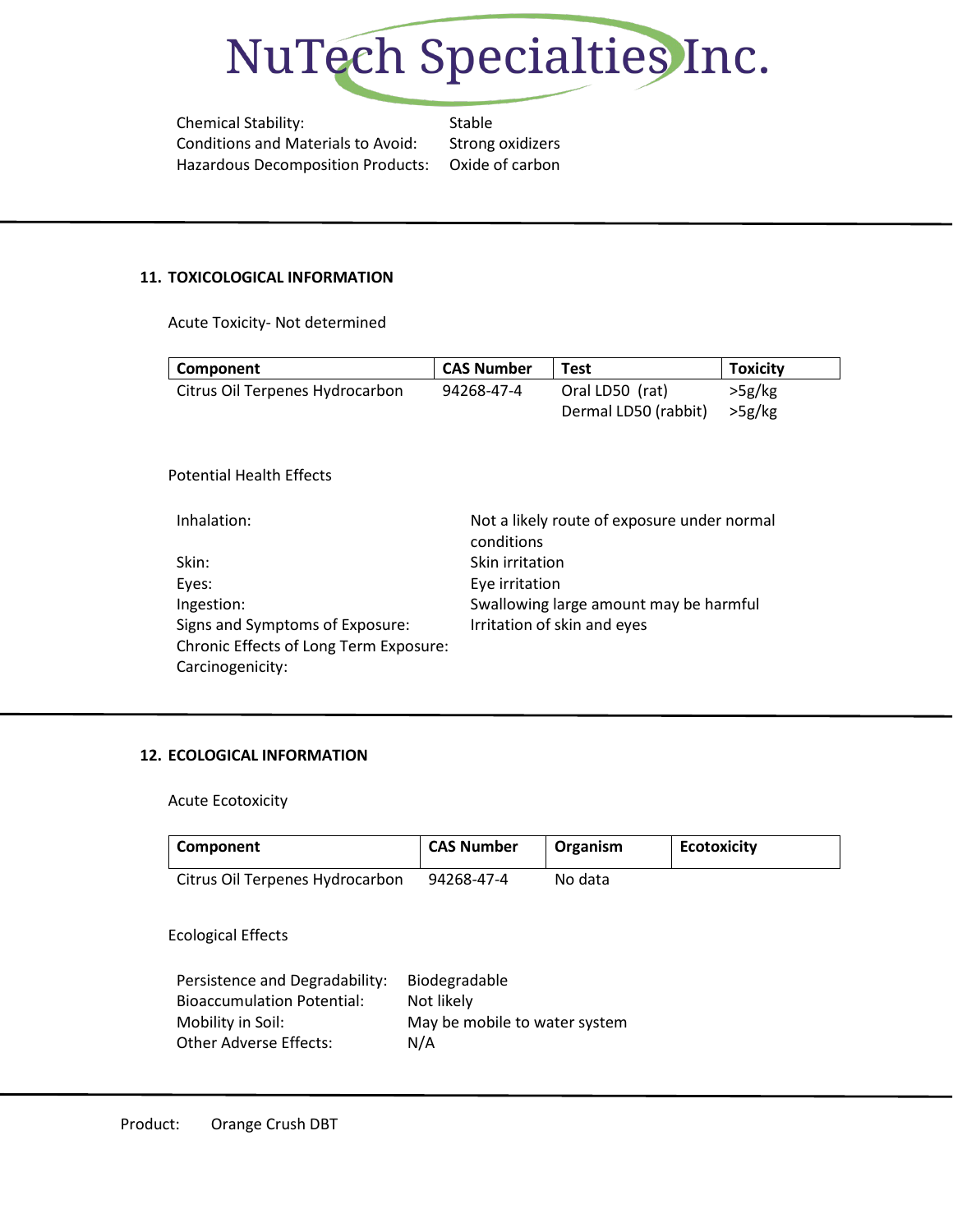Chemical Stability: Stable
Conditions and Materials to Avoid: Strong oxidizers
Hazardous Decomposition Products: Oxide of carbon

## 11. TOXICOLOGICAL INFORMATION

Acute Toxicity- Not determined

| Component | CAS Number | Test | Toxicity |
|---|---|---|---|
| Citrus Oil Terpenes Hydrocarbon | 94268-47-4 | Oral LD50 (rat)<br>Dermal LD50 (rabbit) | >5g/kg<br>>5g/kg |

Potential Health Effects

| | |
|---|---|
| Inhalation: | Not a likely route of exposure under normal conditions |
| Skin: | Skin irritation |
| Eyes: | Eye irritation |
| Ingestion: | Swallowing large amount may be harmful |
| Signs and Symptoms of Exposure: | Irritation of skin and eyes |
| Chronic Effects of Long Term Exposure: | |
| Carcinogenicity: | |

## 12. ECOLOGICAL INFORMATION

Acute Ecotoxicity

| Component | CAS Number | Organism | Ecotoxicity |
|---|---|---|---|
| Citrus Oil Terpenes Hydrocarbon | 94268-47-4 | No data | |

Ecological Effects

| | |
|---|---|
| Persistence and Degradability: | Biodegradable |
| Bioaccumulation Potential: | Not likely |
| Mobility in Soil: | May be mobile to water system |
| Other Adverse Effects: | N/A |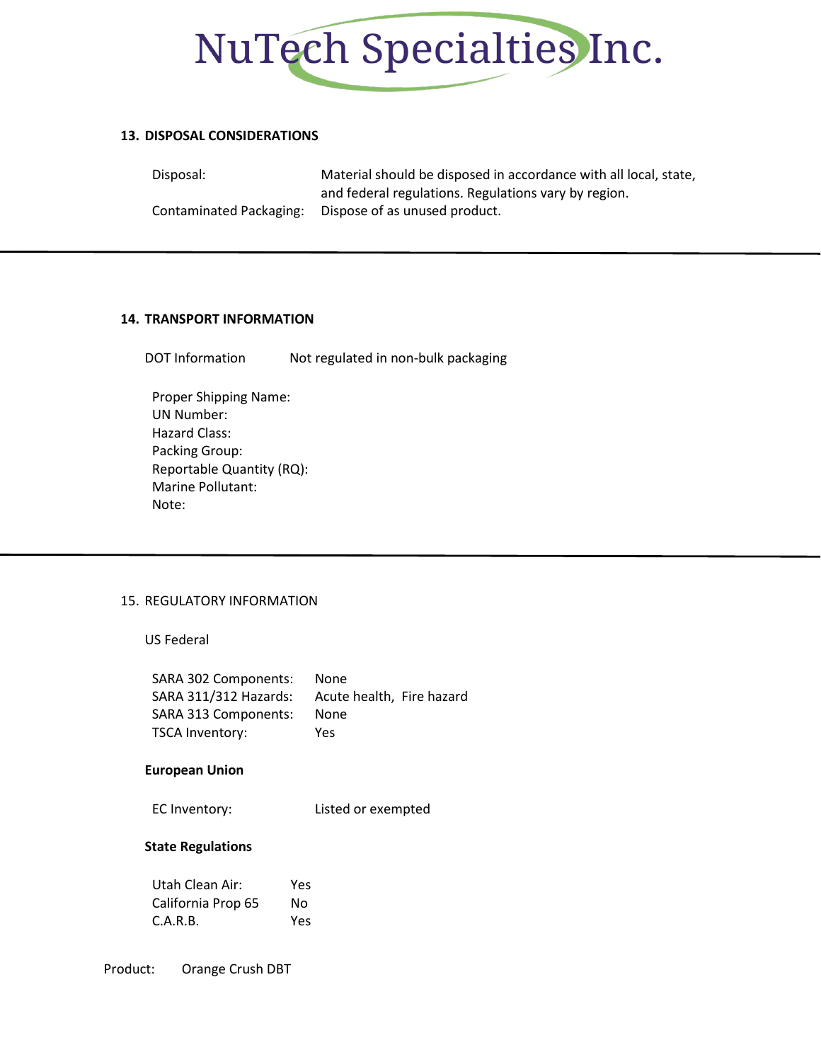## 13. DISPOSAL CONSIDERATIONS

| | |
|---|---|
| Disposal: | Material should be disposed in accordance with all local, state, and federal regulations. Regulations vary by region. |
| Contaminated Packaging: | Dispose of as unused product. |

---

## 14. TRANSPORT INFORMATION

DOT Information    Not regulated in non-bulk packaging

Proper Shipping Name:
UN Number:
Hazard Class:
Packing Group:
Reportable Quantity (RQ):
Marine Pollutant:
Note:

---

## 15. REGULATORY INFORMATION

US Federal

| | |
|---|---|
| SARA 302 Components: | None |
| SARA 311/312 Hazards: | Acute health, Fire hazard |
| SARA 313 Components: | None |
| TSCA Inventory: | Yes |

**European Union**

| | |
|---|---|
| EC Inventory: | Listed or exempted |

**State Regulations**

| | |
|---|---|
| Utah Clean Air: | Yes |
| California Prop 65 | No |
| C.A.R.B. | Yes |

Product: Orange Crush DBT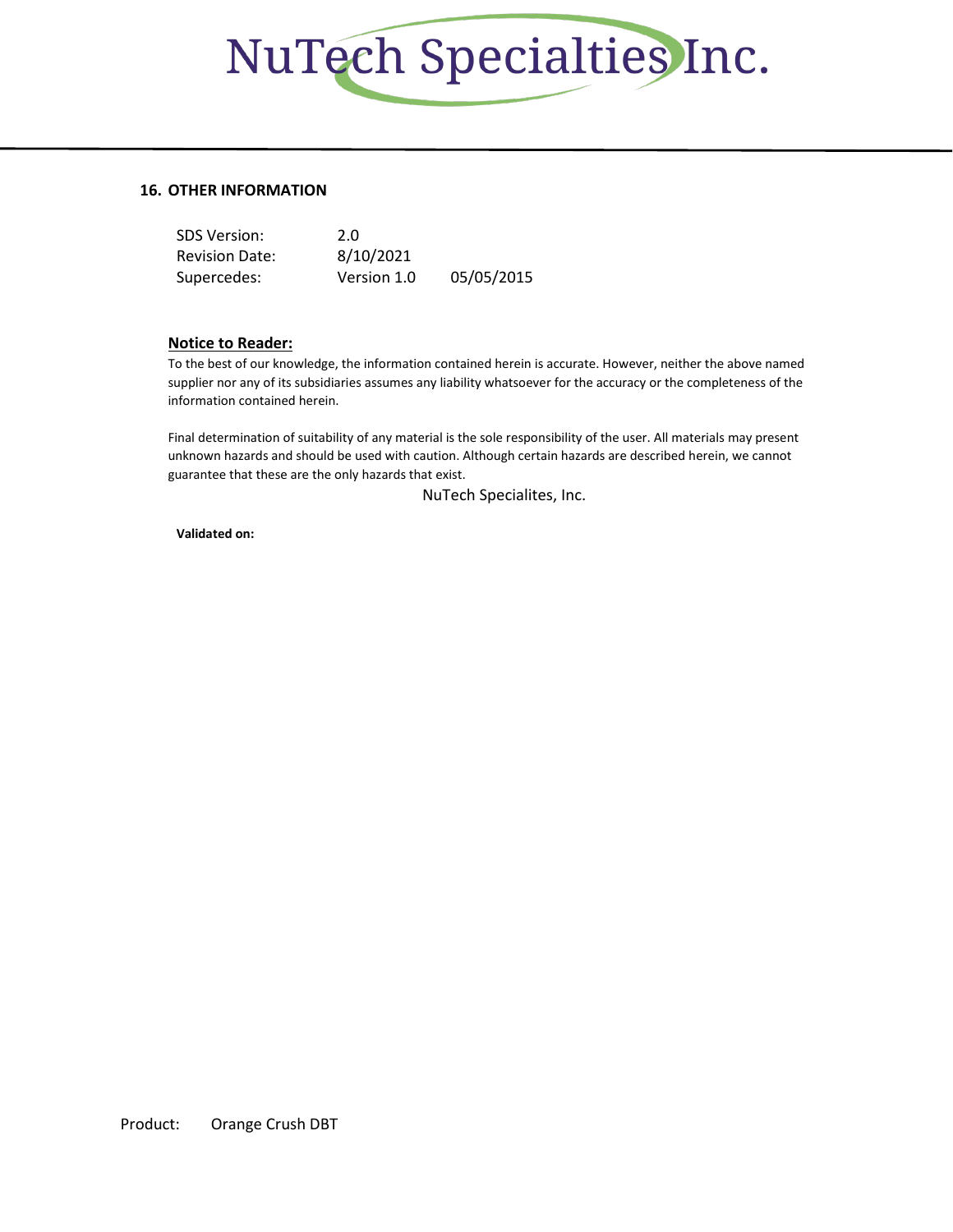## 16. OTHER INFORMATION

| | | |
|---|---|---|
| SDS Version: | 2.0 | |
| Revision Date: | 8/10/2021 | |
| Supercedes: | Version 1.0 | 05/05/2015 |

**Notice to Reader:**

To the best of our knowledge, the information contained herein is accurate. However, neither the above named supplier nor any of its subsidiaries assumes any liability whatsoever for the accuracy or the completeness of the information contained herein.

Final determination of suitability of any material is the sole responsibility of the user. All materials may present unknown hazards and should be used with caution. Although certain hazards are described herein, we cannot guarantee that these are the only hazards that exist.

NuTech Specialites, Inc.

**Validated on:**

Product: Orange Crush DBT